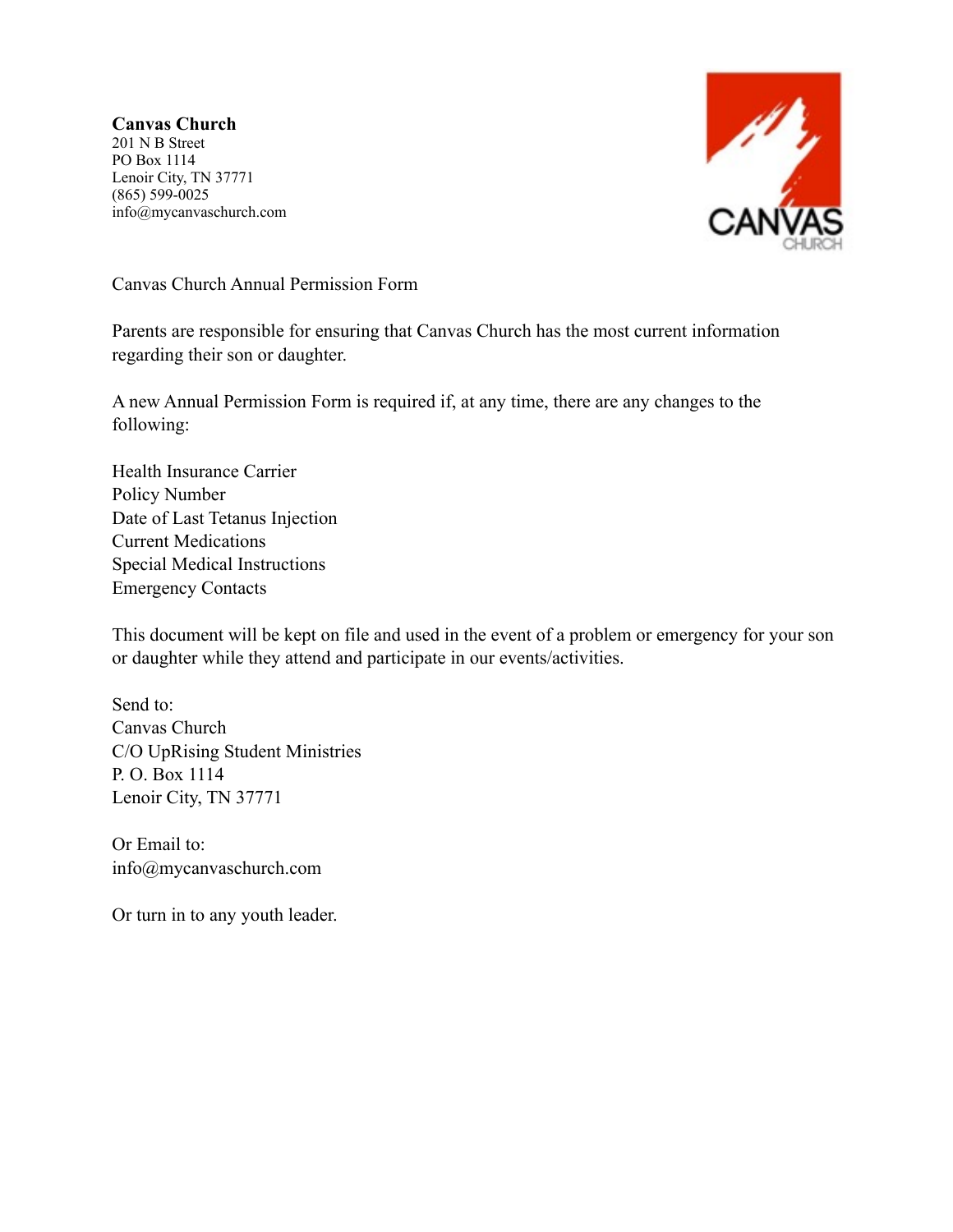**Canvas Church**
201 N B Street
PO Box 1114
Lenoir City, TN 37771
(865) 599-0025
info@mycanvaschurch.com

Canvas Church Annual Permission Form

Parents are responsible for ensuring that Canvas Church has the most current information regarding their son or daughter.

A new Annual Permission Form is required if, at any time, there are any changes to the following:

Health Insurance Carrier
Policy Number
Date of Last Tetanus Injection
Current Medications
Special Medical Instructions
Emergency Contacts

This document will be kept on file and used in the event of a problem or emergency for your son or daughter while they attend and participate in our events/activities.

Send to:
Canvas Church
C/O UpRising Student Ministries
P. O. Box 1114
Lenoir City, TN 37771

Or Email to:
info@mycanvaschurch.com

Or turn in to any youth leader.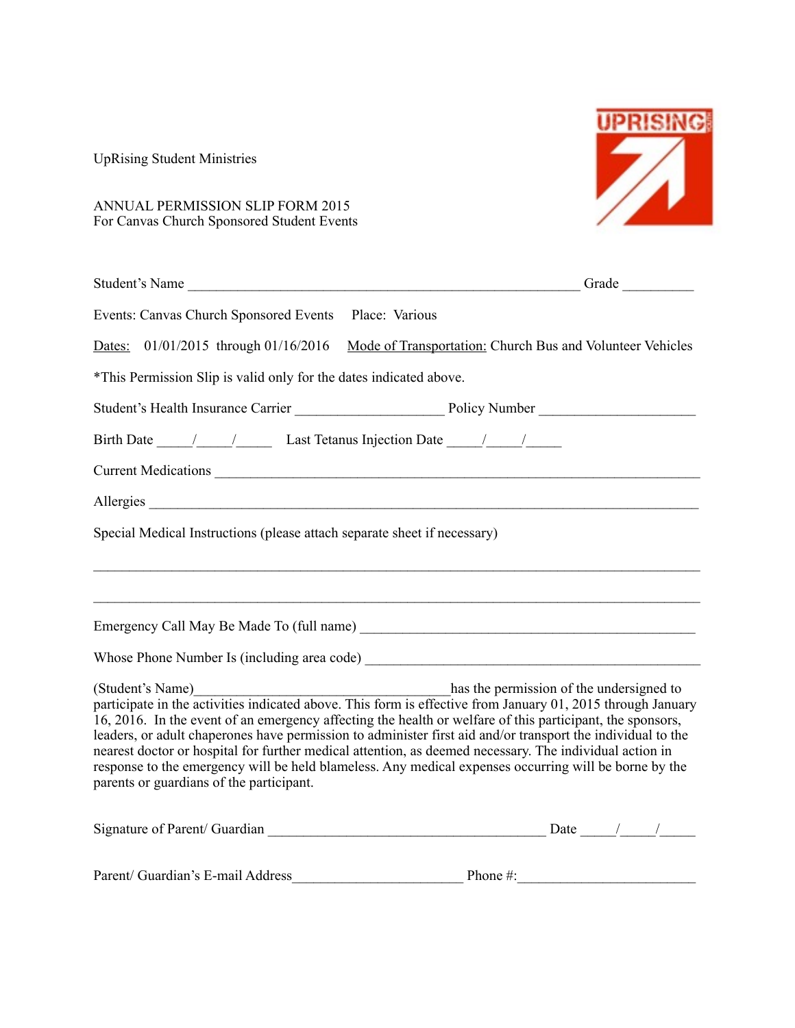UpRising Student Ministries

ANNUAL PERMISSION SLIP FORM 2015
For Canvas Church Sponsored Student Events

Student's Name ________________________________________________________ Grade __________

Events: Canvas Church Sponsored Events    Place: Various

Dates: 01/01/2015 through 01/16/2016    Mode of Transportation: Church Bus and Volunteer Vehicles

*This Permission Slip is valid only for the dates indicated above.

Student's Health Insurance Carrier ____________________ Policy Number _____________________

Birth Date _____/_____/_____    Last Tetanus Injection Date _____/_____/_____

Current Medications _____________________________________________________________________

Allergies ______________________________________________________________________________

Special Medical Instructions (please attach separate sheet if necessary)

_______________________________________________________________________________________

_______________________________________________________________________________________

Emergency Call May Be Made To (full name) ________________________________________________

Whose Phone Number Is (including area code) _______________________________________________

(Student's Name)___________________________________has the permission of the undersigned to participate in the activities indicated above. This form is effective from January 01, 2015 through January 16, 2016. In the event of an emergency affecting the health or welfare of this participant, the sponsors, leaders, or adult chaperones have permission to administer first aid and/or transport the individual to the nearest doctor or hospital for further medical attention, as deemed necessary. The individual action in response to the emergency will be held blameless. Any medical expenses occurring will be borne by the parents or guardians of the participant.

Signature of Parent/ Guardian _______________________________________ Date _____/_____/_____

Parent/ Guardian's E-mail Address________________________ Phone #:_________________________